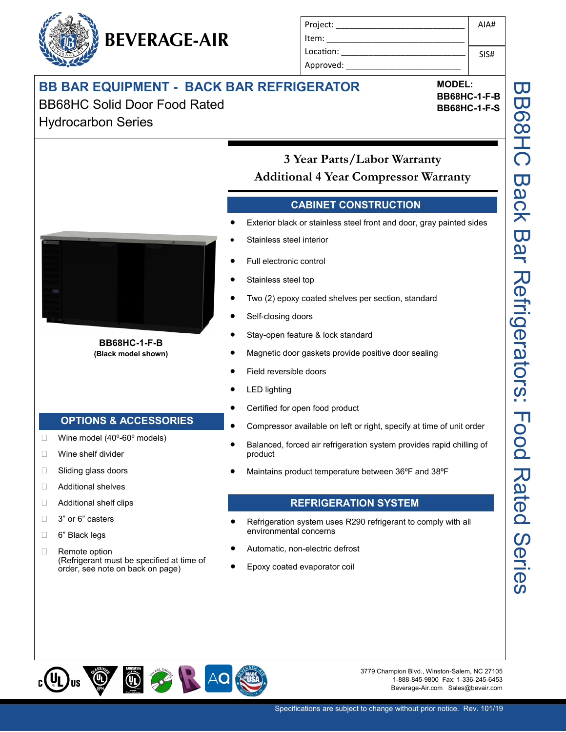BEVERAGE-AIR

| Project: ______________________________ | AIA# |
|---|---|
| Item: ______________________________ | |
| Location: ______________________________ | SIS# |
| Approved: ______________________________ | |

# BB BAR EQUIPMENT - BACK BAR REFRIGERATOR

BB68HC Solid Door Food Rated Hydrocarbon Series

**MODEL:**
**BB68HC-1-F-B**
**BB68HC-1-F-S**

**3 Year Parts/Labor Warranty**
**Additional 4 Year Compressor Warranty**

**BB68HC-1-F-B**
**(Black model shown)**

## CABINET CONSTRUCTION

- Exterior black or stainless steel front and door, gray painted sides
- Stainless steel interior
- Full electronic control
- Stainless steel top
- Two (2) epoxy coated shelves per section, standard
- Self-closing doors
- Stay-open feature & lock standard
- Magnetic door gaskets provide positive door sealing
- Field reversible doors
- LED lighting
- Certified for open food product
- Compressor available on left or right, specify at time of unit order
- Balanced, forced air refrigeration system provides rapid chilling of product
- Maintains product temperature between 36ºF and 38ºF

## REFRIGERATION SYSTEM

- Refrigeration system uses R290 refrigerant to comply with all environmental concerns
- Automatic, non-electric defrost
- Epoxy coated evaporator coil

## OPTIONS & ACCESSORIES

- ☐ Wine model (40º-60º models)
- ☐ Wine shelf divider
- ☐ Sliding glass doors
- ☐ Additional shelves
- ☐ Additional shelf clips
- ☐ 3" or 6" casters
- ☐ 6" Black legs
- ☐ Remote option (Refrigerant must be specified at time of order, see note on back on page)

BB68HC Back Bar Refrigerators: Food Rated Series

3779 Champion Blvd., Winston-Salem, NC 27105
1-888-845-9800 Fax: 1-336-245-6453
Beverage-Air.com Sales@bevair.com

Specifications are subject to change without prior notice. Rev. 101/19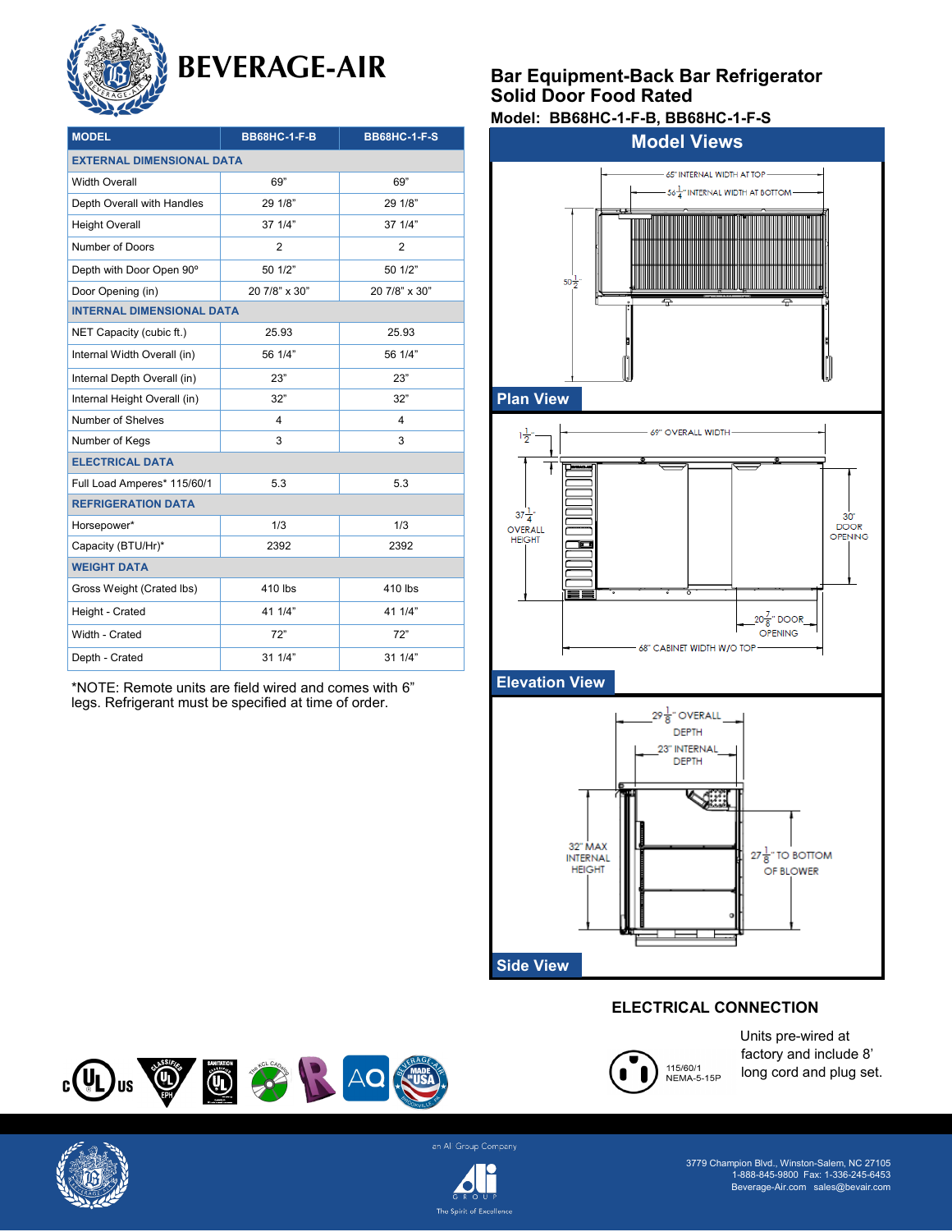# BEVERAGE-AIR

## Bar Equipment-Back Bar Refrigerator
## Solid Door Food Rated
**Model: BB68HC-1-F-B, BB68HC-1-F-S**

| MODEL | BB68HC-1-F-B | BB68HC-1-F-S |
|---|---|---|
| **EXTERNAL DIMENSIONAL DATA** | | |
| Width Overall | 69" | 69" |
| Depth Overall with Handles | 29 1/8" | 29 1/8" |
| Height Overall | 37 1/4" | 37 1/4" |
| Number of Doors | 2 | 2 |
| Depth with Door Open 90º | 50 1/2" | 50 1/2" |
| Door Opening (in) | 20 7/8" x 30" | 20 7/8" x 30" |
| **INTERNAL DIMENSIONAL DATA** | | |
| NET Capacity (cubic ft.) | 25.93 | 25.93 |
| Internal Width Overall (in) | 56 1/4" | 56 1/4" |
| Internal Depth Overall (in) | 23" | 23" |
| Internal Height Overall (in) | 32" | 32" |
| Number of Shelves | 4 | 4 |
| Number of Kegs | 3 | 3 |
| **ELECTRICAL DATA** | | |
| Full Load Amperes* 115/60/1 | 5.3 | 5.3 |
| **REFRIGERATION DATA** | | |
| Horsepower* | 1/3 | 1/3 |
| Capacity (BTU/Hr)* | 2392 | 2392 |
| **WEIGHT DATA** | | |
| Gross Weight (Crated lbs) | 410 lbs | 410 lbs |
| Height - Crated | 41 1/4" | 41 1/4" |
| Width - Crated | 72" | 72" |
| Depth - Crated | 31 1/4" | 31 1/4" |

*NOTE: Remote units are field wired and comes with 6" legs. Refrigerant must be specified at time of order.

## Model Views

65" INTERNAL WIDTH AT TOP
56 1/4" INTERNAL WIDTH AT BOTTOM
50 1/2

Plan View

1 1/2"
69" OVERALL WIDTH
37 1/4" OVERALL HEIGHT
30" DOOR OPENING
20 7/8" DOOR OPENING
68" CABINET WIDTH W/O TOP

Elevation View

29 1/8" OVERALL DEPTH
23" INTERNAL DEPTH
32" MAX INTERNAL HEIGHT
27 1/8" TO BOTTOM OF BLOWER

Side View

## ELECTRICAL CONNECTION

115/60/1
NEMA-5-15P

Units pre-wired at factory and include 8' long cord and plug set.

an Ali Group Company
The Spirit of Excellence

3779 Champion Blvd., Winston-Salem, NC 27105
1-888-845-9800 Fax: 1-336-245-6453
Beverage-Air.com sales@bevair.com